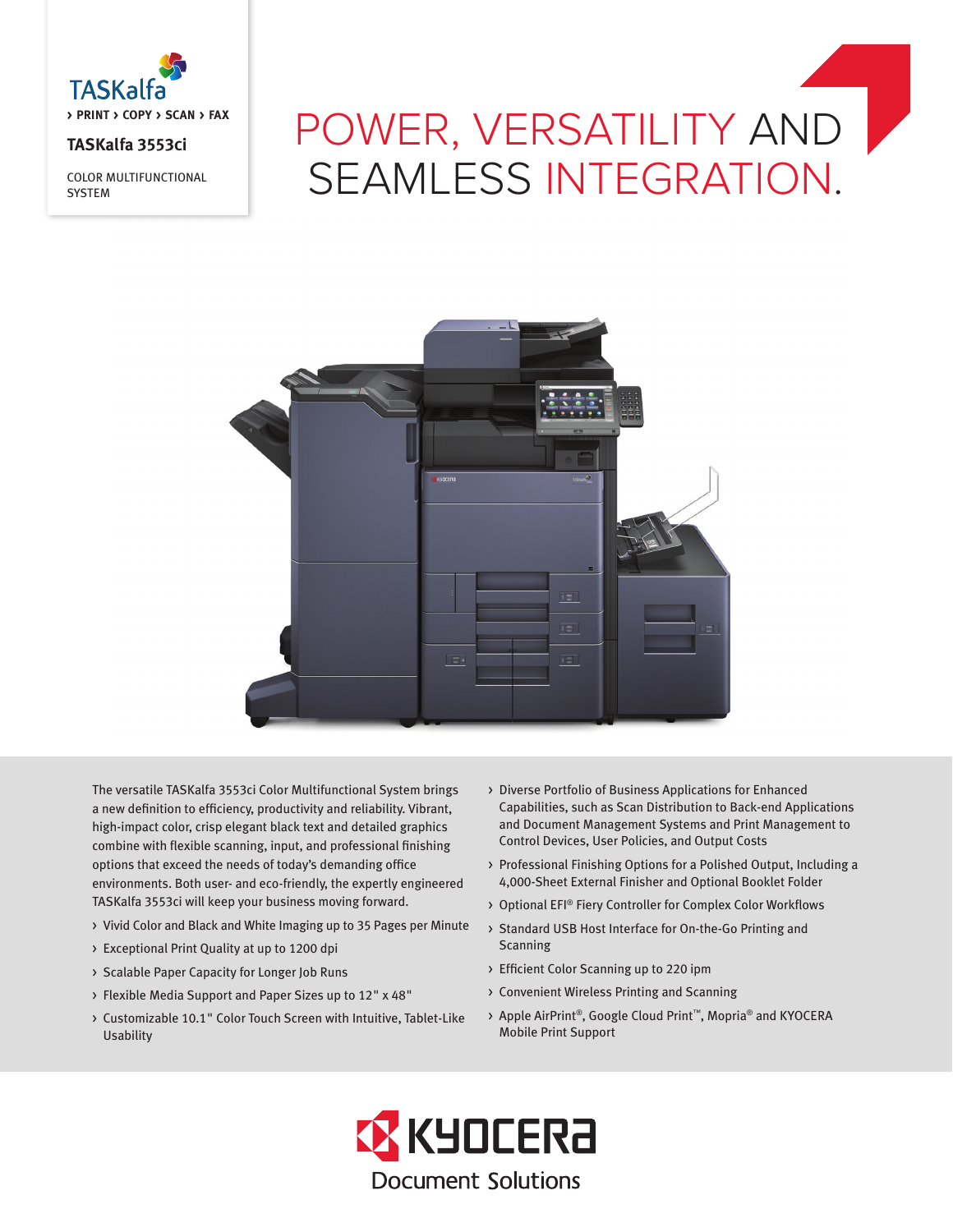TASKalfa

› PRINT › COPY › SCAN › FAX

**TASKalfa 3553ci**

COLOR MULTIFUNCTIONAL SYSTEM

# POWER, VERSATILITY AND SEAMLESS INTEGRATION.

The versatile TASKalfa 3553ci Color Multifunctional System brings a new definition to efficiency, productivity and reliability. Vibrant, high-impact color, crisp elegant black text and detailed graphics combine with flexible scanning, input, and professional finishing options that exceed the needs of today's demanding office environments. Both user- and eco-friendly, the expertly engineered TASKalfa 3553ci will keep your business moving forward.

- Vivid Color and Black and White Imaging up to 35 Pages per Minute
- Exceptional Print Quality at up to 1200 dpi
- Scalable Paper Capacity for Longer Job Runs
- Flexible Media Support and Paper Sizes up to 12" x 48"
- Customizable 10.1" Color Touch Screen with Intuitive, Tablet-Like Usability
- Diverse Portfolio of Business Applications for Enhanced Capabilities, such as Scan Distribution to Back-end Applications and Document Management Systems and Print Management to Control Devices, User Policies, and Output Costs
- Professional Finishing Options for a Polished Output, Including a 4,000-Sheet External Finisher and Optional Booklet Folder
- Optional EFI® Fiery Controller for Complex Color Workflows
- Standard USB Host Interface for On-the-Go Printing and Scanning
- Efficient Color Scanning up to 220 ipm
- Convenient Wireless Printing and Scanning
- Apple AirPrint®, Google Cloud Print™, Mopria® and KYOCERA Mobile Print Support

KYOCERA Document Solutions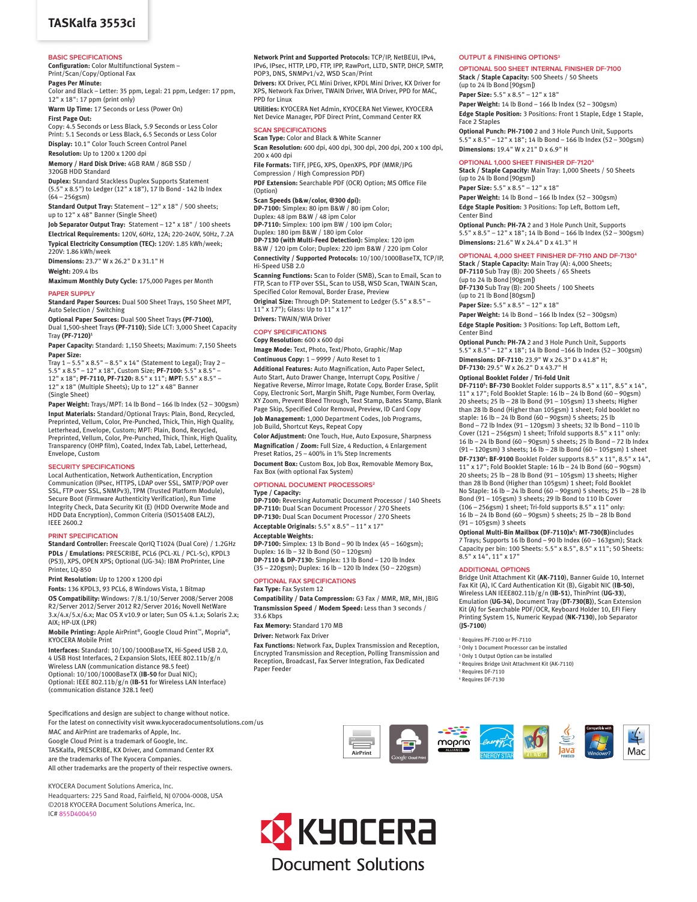# TASKalfa 3553ci

## BASIC SPECIFICATIONS

**Configuration:** Color Multifunctional System – Print/Scan/Copy/Optional Fax

**Pages Per Minute:**
Color and Black – Letter: 35 ppm, Legal: 21 ppm, Ledger: 17 ppm, 12" x 18": 17 ppm (print only)

**Warm Up Time:** 17 Seconds or Less (Power On)

**First Page Out:**
Copy: 4.5 Seconds or Less Black, 5.9 Seconds or Less Color
Print: 5.1 Seconds or Less Black, 6.5 Seconds or Less Color

**Display:** 10.1" Color Touch Screen Control Panel

**Resolution:** Up to 1200 x 1200 dpi

**Memory / Hard Disk Drive:** 4GB RAM / 8GB SSD / 320GB HDD Standard

**Duplex:** Standard Stackless Duplex Supports Statement (5.5" x 8.5") to Ledger (12" x 18"), 17 lb Bond - 142 lb Index (64 – 256gsm)

**Standard Output Tray:** Statement – 12" x 18" / 500 sheets; up to 12" x 48" Banner (Single Sheet)

**Job Separator Output Tray:** Statement – 12" x 18" / 100 sheets

**Electrical Requirements:** 120V, 60Hz, 12A; 220-240V, 50Hz, 7.2A

**Typical Electricity Consumption (TEC):** 120V: 1.85 kWh/week; 220V: 1.86 kWh/week

**Dimensions:** 23.7" W x 26.2" D x 31.1" H

**Weight:** 209.4 lbs

**Maximum Monthly Duty Cycle:** 175,000 Pages per Month

## PAPER SUPPLY

**Standard Paper Sources:** Dual 500 Sheet Trays, 150 Sheet MPT, Auto Selection / Switching

**Optional Paper Sources:** Dual 500 Sheet Trays (**PF-7100**), Dual 1,500-sheet Trays (**PF-7110**); Side LCT: 3,000 Sheet Capacity Tray (**PF-7120**)[1]

**Paper Capacity:** Standard: 1,150 Sheets; Maximum: 7,150 Sheets

**Paper Size:**
Tray 1 – 5.5" x 8.5" – 8.5" x 14" (Statement to Legal); Tray 2 – 5.5" x 8.5" – 12" x 18", Custom Size; **PF-7100:** 5.5" x 8.5" – 12" x 18"; **PF-7110, PF-7120:** 8.5" x 11"; **MPT:** 5.5" x 8.5" – 12" x 18" (Multiple Sheets); Up to 12" x 48" Banner (Single Sheet)

**Paper Weight:** Trays/MPT: 14 lb Bond – 166 lb Index (52 – 300gsm)

**Input Materials:** Standard/Optional Trays: Plain, Bond, Recycled, Preprinted, Vellum, Color, Pre-Punched, Thick, Thin, High Quality, Letterhead, Envelope, Custom; MPT: Plain, Bond, Recycled, Preprinted, Vellum, Color, Pre-Punched, Thick, Think, High Quality, Transparency (OHP film), Coated, Index Tab, Label, Letterhead, Envelope, Custom

## SECURITY SPECIFICATIONS

Local Authentication, Network Authentication, Encryption Communication (IPsec, HTTPS, LDAP over SSL, SMTP/POP over SSL, FTP over SSL, SNMPv3), TPM (Trusted Platform Module), Secure Boot (Firmware Authenticity Verification), Run Time Integrity Check, Data Security Kit (E) (HDD Overwrite Mode and HDD Data Encryption), Common Criteria (ISO15408 EAL2), IEEE 2600.2

## PRINT SPECIFICATION

**Standard Controller:** Freescale QorIQ T1024 (Dual Core) / 1.2GHz

**PDLs / Emulations:** PRESCRIBE, PCL6 (PCL-XL / PCL-5c), KPDL3 (PS3), XPS, OPEN XPS; Optional (UG-34): IBM ProPrinter, Line Printer, LQ-850

**Print Resolution:** Up to 1200 x 1200 dpi

**Fonts:** 136 KPDL3, 93 PCL6, 8 Windows Vista, 1 Bitmap

**OS Compatibility:** Windows: 7/8.1/10/Server 2008/Server 2008 R2/Server 2012/Server 2012 R2/Server 2016; Novell NetWare 3.x/4.x/5.x/6.x; Mac OS X v10.9 or later; Sun OS 4.1.x; Solaris 2.x; AIX; HP-UX (LPR)

**Mobile Printing:** Apple AirPrint®, Google Cloud Print™, Mopria®, KYOCERA Mobile Print

**Interfaces:** Standard: 10/100/1000BaseTX, Hi-Speed USB 2.0, 4 USB Host Interfaces, 2 Expansion Slots, IEEE 802.11b/g/n Wireless LAN (communication distance 98.5 feet)
Optional: 10/100/1000BaseTX (**IB-50** for Dual NIC);
Optional: IEEE 802.11b/g/n (**IB-51** for Wireless LAN Interface) (communication distance 328.1 feet)

**Network Print and Supported Protocols:** TCP/IP, NetBEUI, IPv4, IPv6, IPsec, HTTP, LPD, FTP, IPP, RawPort, LLTD, SNTP, DHCP, SMTP, POP3, DNS, SNMPv1/v2, WSD Scan/Print

**Drivers:** KX Driver, PCL Mini Driver, KPDL Mini Driver, KX Driver for XPS, Network Fax Driver, TWAIN Driver, WIA Driver, PPD for MAC, PPD for Linux

**Utilities:** KYOCERA Net ADMIN, KYOCERA Net Viewer, KYOCERA Net Device Manager, PDF Direct Print, Command Center RX

## SCAN SPECIFICATIONS

**Scan Type:** Color and Black & White Scanner

**Scan Resolution:** 600 dpi, 400 dpi, 300 dpi, 200 dpi, 200 x 100 dpi, 200 x 400 dpi

**File Formats:** TIFF, JPEG, XPS, OpenXPS, PDF (MMR/JPG Compression / High Compression PDF)

**PDF Extension:** Searchable PDF (OCR) Option; MS Office File (Option)

**Scan Speeds (b&w/color, @300 dpi):**
**DP-7100:** Simplex: 80 ipm B&W / 80 ipm Color; Duplex: 48 ipm B&W / 48 ipm Color
**DP-7110:** Simplex: 100 ipm BW / 100 ipm Color; Duplex: 180 ipm B&W / 180 ipm Color
**DP-7130 (with Multi-Feed Detection):** Simplex: 120 ipm B&W / 120 ipm Color; Duplex: 220 ipm B&W / 220 ipm Color

**Connectivity / Supported Protocols:** 10/100/1000BaseTX, TCP/IP, Hi-Speed USB 2.0

**Scanning Functions:** Scan to Folder (SMB), Scan to Email, Scan to FTP, Scan to FTP over SSL, Scan to USB, WSD Scan, TWAIN Scan, Specified Color Removal, Border Erase, Preview

**Original Size:** Through DP: Statement to Ledger (5.5" x 8.5" – 11" x 17"); Glass: Up to 11" x 17"

**Drivers:** TWAIN/WIA Driver

## COPY SPECIFICATIONS

**Copy Resolution:** 600 x 600 dpi

**Image Mode:** Text, Photo, Text/Photo, Graphic/Map

**Continuous Copy:** 1 – 9999 / Auto Reset to 1

**Additional Features:** Auto Magnification, Auto Paper Select, Auto Start, Auto Drawer Change, Interrupt Copy, Positive / Negative Reverse, Mirror Image, Rotate Copy, Border Erase, Split Copy, Electronic Sort, Margin Shift, Page Number, Form Overlay, XY Zoom, Prevent Bleed Through, Text Stamp, Bates Stamp, Blank Page Skip, Specified Color Removal, Preview, ID Card Copy

**Job Management:** 1,000 Department Codes, Job Programs, Job Build, Shortcut Keys, Repeat Copy

**Color Adjustment:** One Touch, Hue, Auto Exposure, Sharpness

**Magnification / Zoom:** Full Size, 4 Reduction, 4 Enlargement Preset Ratios, 25 – 400% in 1% Step Increments

**Document Box:** Custom Box, Job Box, Removable Memory Box, Fax Box (with optional Fax System)

## OPTIONAL DOCUMENT PROCESSORS[2]

**Type / Capacity:**
**DP-7100:** Reversing Automatic Document Processor / 140 Sheets
**DP-7110:** Dual Scan Document Processor / 270 Sheets
**DP-7130:** Dual Scan Document Processor / 270 Sheets

**Acceptable Originals:** 5.5" x 8.5" – 11" x 17"

**Acceptable Weights:**
**DP-7100:** Simplex: 13 lb Bond – 90 lb Index (45 – 160gsm); Duplex: 16 lb – 32 lb Bond (50 – 120gsm)
**DP-7110 & DP-7130:** Simplex: 13 lb Bond – 120 lb Index (35 – 220gsm); Duplex: 16 lb – 120 lb Index (50 – 220gsm)

## OPTIONAL FAX SPECIFICATIONS

**Fax Type:** Fax System 12

**Compatibility / Data Compression:** G3 Fax / MMR, MR, MH, JBIG

**Transmission Speed / Modem Speed:** Less than 3 seconds / 33.6 Kbps

**Fax Memory:** Standard 170 MB

**Driver:** Network Fax Driver

**Fax Functions:** Network Fax, Duplex Transmission and Reception, Encrypted Transmission and Reception, Polling Transmission and Reception, Broadcast, Fax Server Integration, Fax Dedicated Paper Feeder

## OUTPUT & FINISHING OPTIONS[3]

### OPTIONAL 500 SHEET INTERNAL FINISHER DF-7100

**Stack / Staple Capacity:** 500 Sheets / 50 Sheets (up to 24 lb Bond [90gsm])

**Paper Size:** 5.5" x 8.5" – 12" x 18"

**Paper Weight:** 14 lb Bond – 166 lb Index (52 – 300gsm)

**Edge Staple Position:** 3 Positions: Front 1 Staple, Edge 1 Staple, Face 2 Staples

**Optional Punch: PH-7100** 2 and 3 Hole Punch Unit, Supports 5.5" x 8.5" – 12" x 18"; 14 lb Bond – 166 lb Index (52 – 300gsm)

**Dimensions:** 19.4" W x 21" D x 6.9" H

### OPTIONAL 1,000 SHEET FINISHER DF-7120[4]

**Stack / Staple Capacity:** Main Tray: 1,000 Sheets / 50 Sheets (up to 24 lb Bond [90gsm])

**Paper Size:** 5.5" x 8.5" – 12" x 18"

**Paper Weight:** 14 lb Bond – 166 lb Index (52 – 300gsm)

**Edge Staple Position:** 3 Positions: Top Left, Bottom Left, Center Bind

**Optional Punch: PH-7A** 2 and 3 Hole Punch Unit, Supports 5.5" x 8.5" – 12" x 18"; 14 lb Bond – 166 lb Index (52 – 300gsm)

**Dimensions:** 21.6" W x 24.4" D x 41.3" H

### OPTIONAL 4,000 SHEET FINISHER DF-7110 AND DF-7130[4]

**Stack / Staple Capacity:** Main Tray (A): 4,000 Sheets;
**DF-7110** Sub Tray (B): 200 Sheets / 65 Sheets (up to 24 lb Bond [90gsm])
**DF-7130** Sub Tray (B): 200 Sheets / 100 Sheets (up to 21 lb Bond [80gsm])

**Paper Size:** 5.5" x 8.5" – 12" x 18"

**Paper Weight:** 14 lb Bond – 166 lb Index (52 – 300gsm)

**Edge Staple Position:** 3 Positions: Top Left, Bottom Left, Center Bind

**Optional Punch: PH-7A** 2 and 3 Hole Punch Unit, Supports 5.5" x 8.5" – 12" x 18"; 14 lb Bond –166 lb Index (52 – 300gsm)

**Dimensions: DF-7110:** 23.9" W x 26.3" D x 41.8" H;
**DF-7130:** 29.5" W x 26.2" D x 43.7" H

**Optional Booklet Folder / Tri-fold Unit**
**DF-7110**[5]**: BF-730** Booklet Folder supports 8.5" x 11", 8.5" x 14", 11" x 17"; Fold Booklet Staple: 16 lb – 24 lb Bond (60 – 90gsm) 20 sheets; 25 lb – 28 lb Bond (91 – 105gsm) 13 sheets; Higher than 28 lb Bond (Higher than 105gsm) 1 sheet; Fold booklet no staple: 16 lb – 24 lb Bond (60 – 90gsm) 5 sheets; 25 lb Bond – 72 lb Index (91 – 120gsm) 3 sheets; 32 lb Bond – 110 lb Cover (121 – 256gsm) 1 sheet; Trifold supports 8.5" x 11" only: 16 lb – 24 lb Bond (60 – 90gsm) 5 sheets; 25 lb Bond – 72 lb Index (91 – 120gsm) 3 sheets; 16 lb – 28 lb Bond (60 – 105gsm) 1 sheet
**DF-7130**[6]**: BF-9100** Booklet Folder supports 8.5" x 11", 8.5" x 14", 11" x 17"; Fold Booklet Staple: 16 lb – 24 lb Bond (60 – 90gsm) 20 sheets; 25 lb – 28 lb Bond (91 – 105gsm) 13 sheets; Higher than 28 lb Bond (Higher than 105gsm) 1 sheet; Fold Booklet No Staple: 16 lb – 24 lb Bond (60 – 90gsm) 5 sheets; 25 lb – 28 lb Bond (91 – 105gsm) 3 sheets; 29 lb Bond to 110 lb Cover (106 – 256gsm) 1 sheet; Tri-fold supports 8.5" x 11" only: 16 lb – 24 lb Bond (60 – 90gsm) 5 sheets; 25 lb – 28 lb Bond (91 – 105gsm) 3 sheets

**Optional Multi-Bin Mailbox (DF-7110)x**[5]**: MT-730(B)**includes 7 Trays; Supports 16 lb Bond – 90 lb Index (60 – 163gsm); Stack Capacity per bin: 100 Sheets: 5.5" x 8.5", 8.5" x 11"; 50 Sheets: 8.5" x 14", 11" x 17"

## ADDITIONAL OPTIONS

Bridge Unit Attachment Kit (**AK-7110**), Banner Guide 10, Internet Fax Kit (A), IC Card Authentication Kit (B), Gigabit NIC (**IB-50**), Wireless LAN IEEE802.11b/g/n (**IB-51**), ThinPrint (**UG-33**), Emulation (**UG-34**), Document Tray (**DT-730(B)**), Scan Extension Kit (A) for Searchable PDF/OCR, Keyboard Holder 10, EFI Fiery Printing System 15, Numeric Keypad (**NK-7130**), Job Separator (**JS-7100**)

[1] Requires PF-7100 or PF-7110
[2] Only 1 Document Processor can be installed
[3] Only 1 Output Option can be installed
[4] Requires Bridge Unit Attachment Kit (AK-7110)
[5] Requires DF-7110
[6] Requires DF-7130

Specifications and design are subject to change without notice.
For the latest on connectivity visit www.kyoceradocumentsolutions.com/us
MAC and AirPrint are trademarks of Apple, Inc.
Google Cloud Print is a trademark of Google, Inc.
TASKalfa, PRESCRIBE, KX Driver, and Command Center RX are the trademarks of The Kyocera Companies.
All other trademarks are the property of their respective owners.

KYOCERA Document Solutions America, Inc.
Headquarters: 225 Sand Road, Fairfield, NJ 07004-0008, USA
©2018 KYOCERA Document Solutions America, Inc.
IC# 855D400450

KYOCERA
Document Solutions